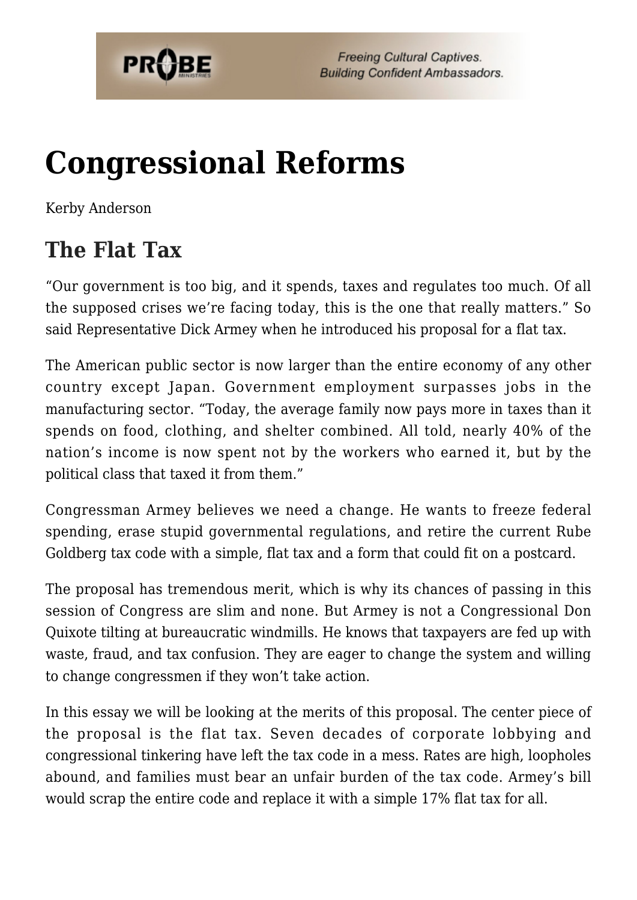# Congressional Reforms

Kerby Anderson

## The Flat Tax

"Our government is too big, and it spends, taxes and regulates too much. Of all the supposed crises we're facing today, this is the one that really matters." So said Representative Dick Armey when he introduced his proposal for a flat tax.

The American public sector is now larger than the entire economy of any other country except Japan. Government employment surpasses jobs in the manufacturing sector. "Today, the average family now pays more in taxes than it spends on food, clothing, and shelter combined. All told, nearly 40% of the nation's income is now spent not by the workers who earned it, but by the political class that taxed it from them."

Congressman Armey believes we need a change. He wants to freeze federal spending, erase stupid governmental regulations, and retire the current Rube Goldberg tax code with a simple, flat tax and a form that could fit on a postcard.

The proposal has tremendous merit, which is why its chances of passing in this session of Congress are slim and none. But Armey is not a Congressional Don Quixote tilting at bureaucratic windmills. He knows that taxpayers are fed up with waste, fraud, and tax confusion. They are eager to change the system and willing to change congressmen if they won't take action.

In this essay we will be looking at the merits of this proposal. The center piece of the proposal is the flat tax. Seven decades of corporate lobbying and congressional tinkering have left the tax code in a mess. Rates are high, loopholes abound, and families must bear an unfair burden of the tax code. Armey's bill would scrap the entire code and replace it with a simple 17% flat tax for all.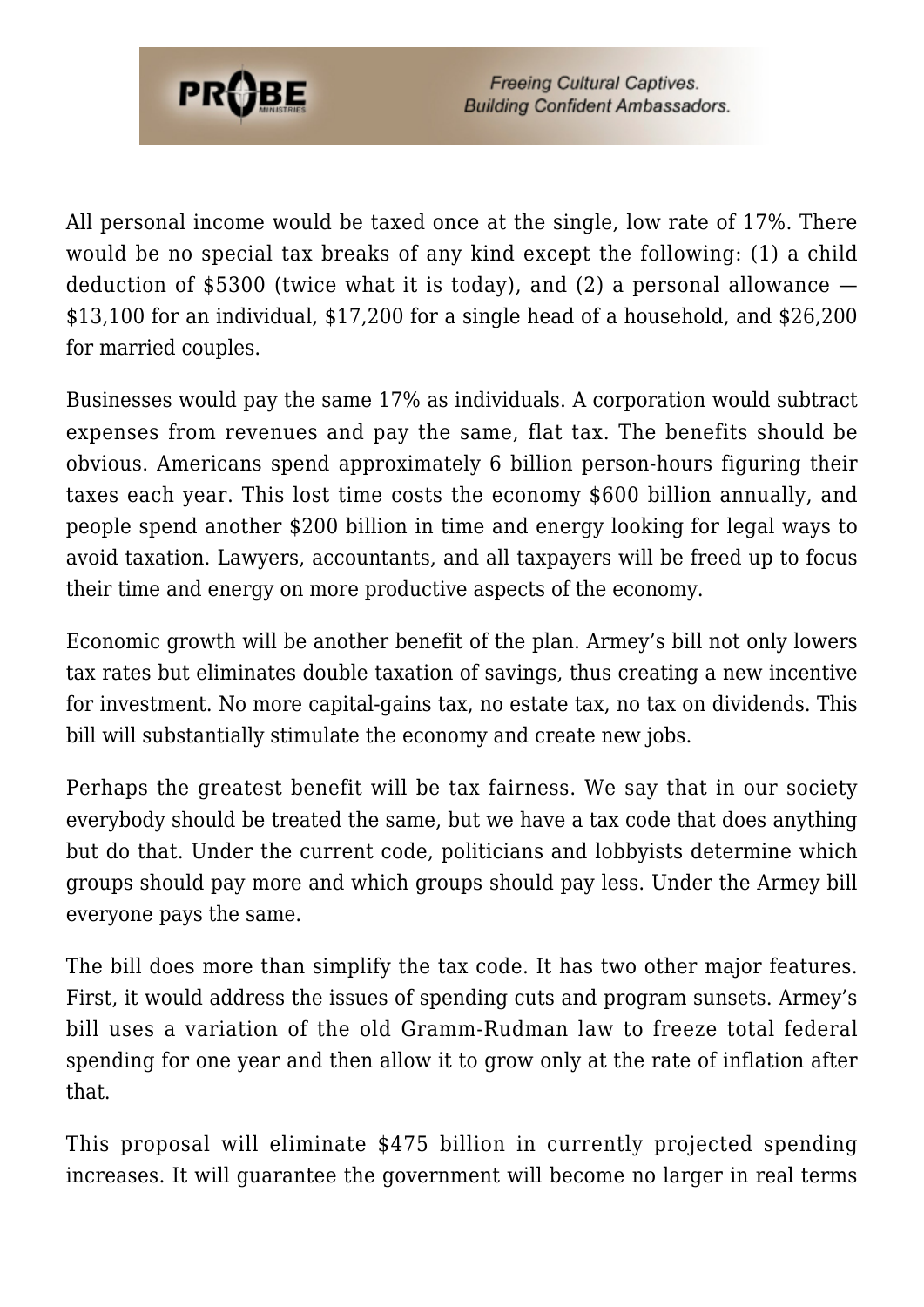All personal income would be taxed once at the single, low rate of 17%. There would be no special tax breaks of any kind except the following: (1) a child deduction of $5300 (twice what it is today), and (2) a personal allowance — $13,100 for an individual, $17,200 for a single head of a household, and $26,200 for married couples.

Businesses would pay the same 17% as individuals. A corporation would subtract expenses from revenues and pay the same, flat tax. The benefits should be obvious. Americans spend approximately 6 billion person-hours figuring their taxes each year. This lost time costs the economy $600 billion annually, and people spend another $200 billion in time and energy looking for legal ways to avoid taxation. Lawyers, accountants, and all taxpayers will be freed up to focus their time and energy on more productive aspects of the economy.

Economic growth will be another benefit of the plan. Armey's bill not only lowers tax rates but eliminates double taxation of savings, thus creating a new incentive for investment. No more capital-gains tax, no estate tax, no tax on dividends. This bill will substantially stimulate the economy and create new jobs.

Perhaps the greatest benefit will be tax fairness. We say that in our society everybody should be treated the same, but we have a tax code that does anything but do that. Under the current code, politicians and lobbyists determine which groups should pay more and which groups should pay less. Under the Armey bill everyone pays the same.

The bill does more than simplify the tax code. It has two other major features. First, it would address the issues of spending cuts and program sunsets. Armey's bill uses a variation of the old Gramm-Rudman law to freeze total federal spending for one year and then allow it to grow only at the rate of inflation after that.

This proposal will eliminate $475 billion in currently projected spending increases. It will guarantee the government will become no larger in real terms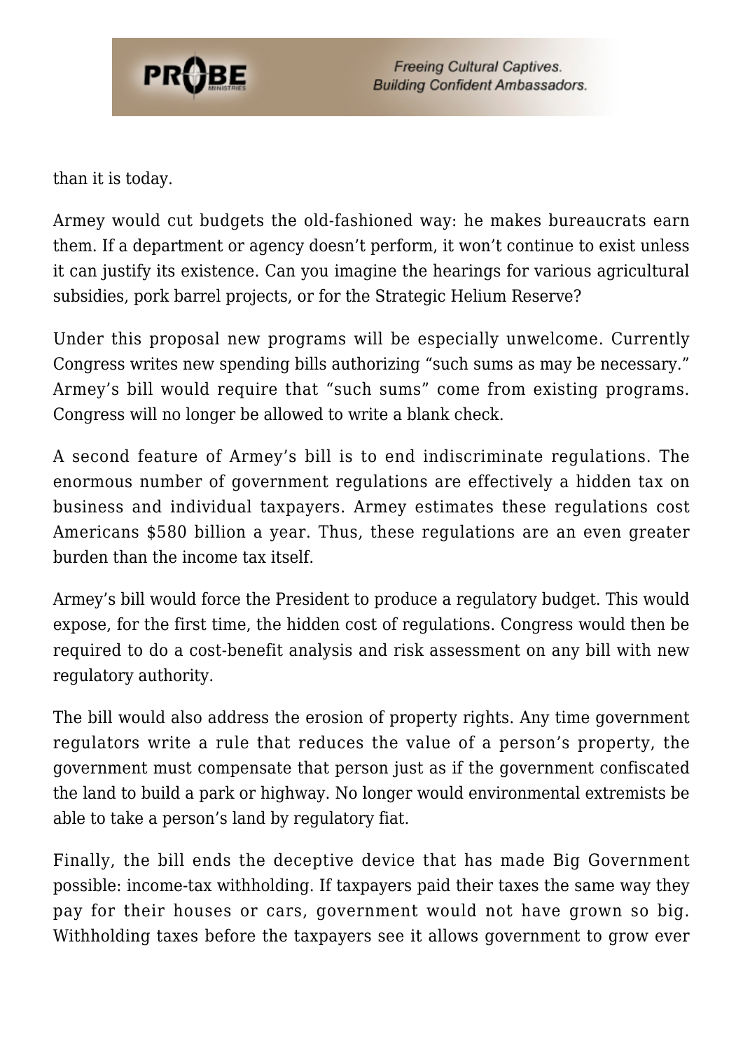than it is today.

Armey would cut budgets the old-fashioned way: he makes bureaucrats earn them. If a department or agency doesn't perform, it won't continue to exist unless it can justify its existence. Can you imagine the hearings for various agricultural subsidies, pork barrel projects, or for the Strategic Helium Reserve?

Under this proposal new programs will be especially unwelcome. Currently Congress writes new spending bills authorizing "such sums as may be necessary." Armey's bill would require that "such sums" come from existing programs. Congress will no longer be allowed to write a blank check.

A second feature of Armey's bill is to end indiscriminate regulations. The enormous number of government regulations are effectively a hidden tax on business and individual taxpayers. Armey estimates these regulations cost Americans $580 billion a year. Thus, these regulations are an even greater burden than the income tax itself.

Armey's bill would force the President to produce a regulatory budget. This would expose, for the first time, the hidden cost of regulations. Congress would then be required to do a cost-benefit analysis and risk assessment on any bill with new regulatory authority.

The bill would also address the erosion of property rights. Any time government regulators write a rule that reduces the value of a person's property, the government must compensate that person just as if the government confiscated the land to build a park or highway. No longer would environmental extremists be able to take a person's land by regulatory fiat.

Finally, the bill ends the deceptive device that has made Big Government possible: income-tax withholding. If taxpayers paid their taxes the same way they pay for their houses or cars, government would not have grown so big. Withholding taxes before the taxpayers see it allows government to grow ever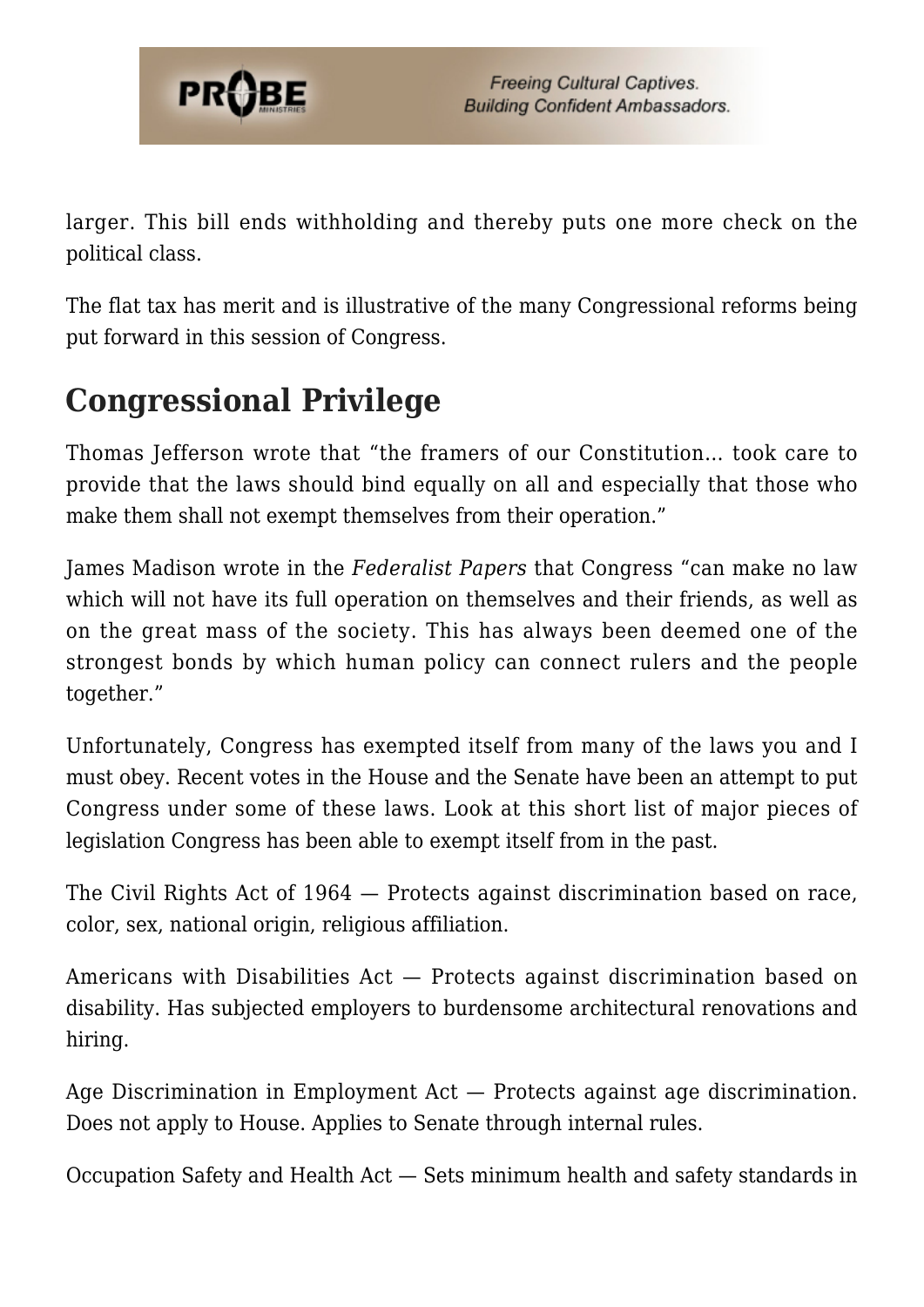larger. This bill ends withholding and thereby puts one more check on the political class.

The flat tax has merit and is illustrative of the many Congressional reforms being put forward in this session of Congress.

## Congressional Privilege

Thomas Jefferson wrote that "the framers of our Constitution… took care to provide that the laws should bind equally on all and especially that those who make them shall not exempt themselves from their operation."

James Madison wrote in the *Federalist Papers* that Congress "can make no law which will not have its full operation on themselves and their friends, as well as on the great mass of the society. This has always been deemed one of the strongest bonds by which human policy can connect rulers and the people together."

Unfortunately, Congress has exempted itself from many of the laws you and I must obey. Recent votes in the House and the Senate have been an attempt to put Congress under some of these laws. Look at this short list of major pieces of legislation Congress has been able to exempt itself from in the past.

The Civil Rights Act of 1964 — Protects against discrimination based on race, color, sex, national origin, religious affiliation.

Americans with Disabilities Act — Protects against discrimination based on disability. Has subjected employers to burdensome architectural renovations and hiring.

Age Discrimination in Employment Act — Protects against age discrimination. Does not apply to House. Applies to Senate through internal rules.

Occupation Safety and Health Act — Sets minimum health and safety standards in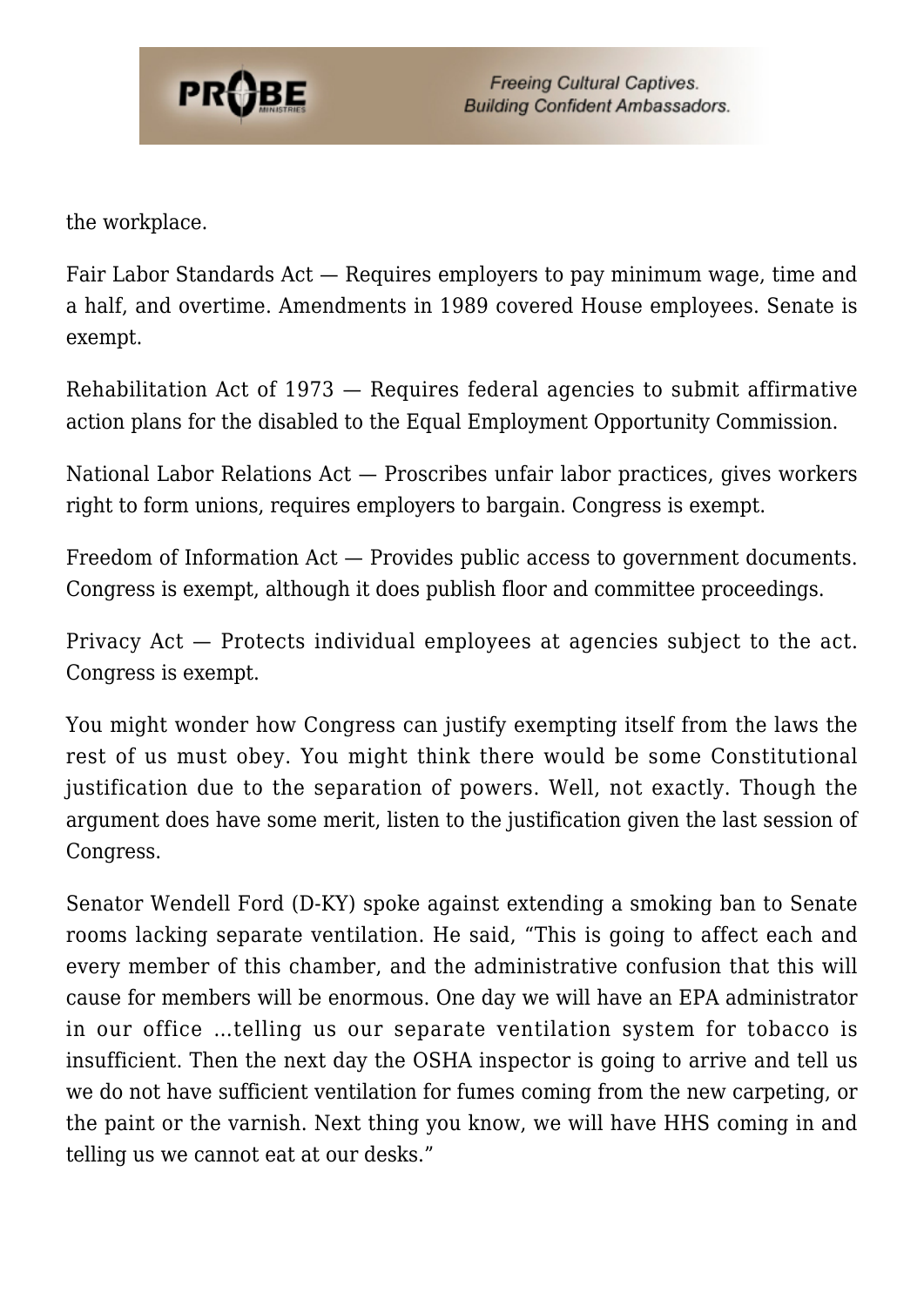the workplace.

Fair Labor Standards Act — Requires employers to pay minimum wage, time and a half, and overtime. Amendments in 1989 covered House employees. Senate is exempt.

Rehabilitation Act of 1973 — Requires federal agencies to submit affirmative action plans for the disabled to the Equal Employment Opportunity Commission.

National Labor Relations Act — Proscribes unfair labor practices, gives workers right to form unions, requires employers to bargain. Congress is exempt.

Freedom of Information Act — Provides public access to government documents. Congress is exempt, although it does publish floor and committee proceedings.

Privacy Act — Protects individual employees at agencies subject to the act. Congress is exempt.

You might wonder how Congress can justify exempting itself from the laws the rest of us must obey. You might think there would be some Constitutional justification due to the separation of powers. Well, not exactly. Though the argument does have some merit, listen to the justification given the last session of Congress.

Senator Wendell Ford (D-KY) spoke against extending a smoking ban to Senate rooms lacking separate ventilation. He said, "This is going to affect each and every member of this chamber, and the administrative confusion that this will cause for members will be enormous. One day we will have an EPA administrator in our office ...telling us our separate ventilation system for tobacco is insufficient. Then the next day the OSHA inspector is going to arrive and tell us we do not have sufficient ventilation for fumes coming from the new carpeting, or the paint or the varnish. Next thing you know, we will have HHS coming in and telling us we cannot eat at our desks."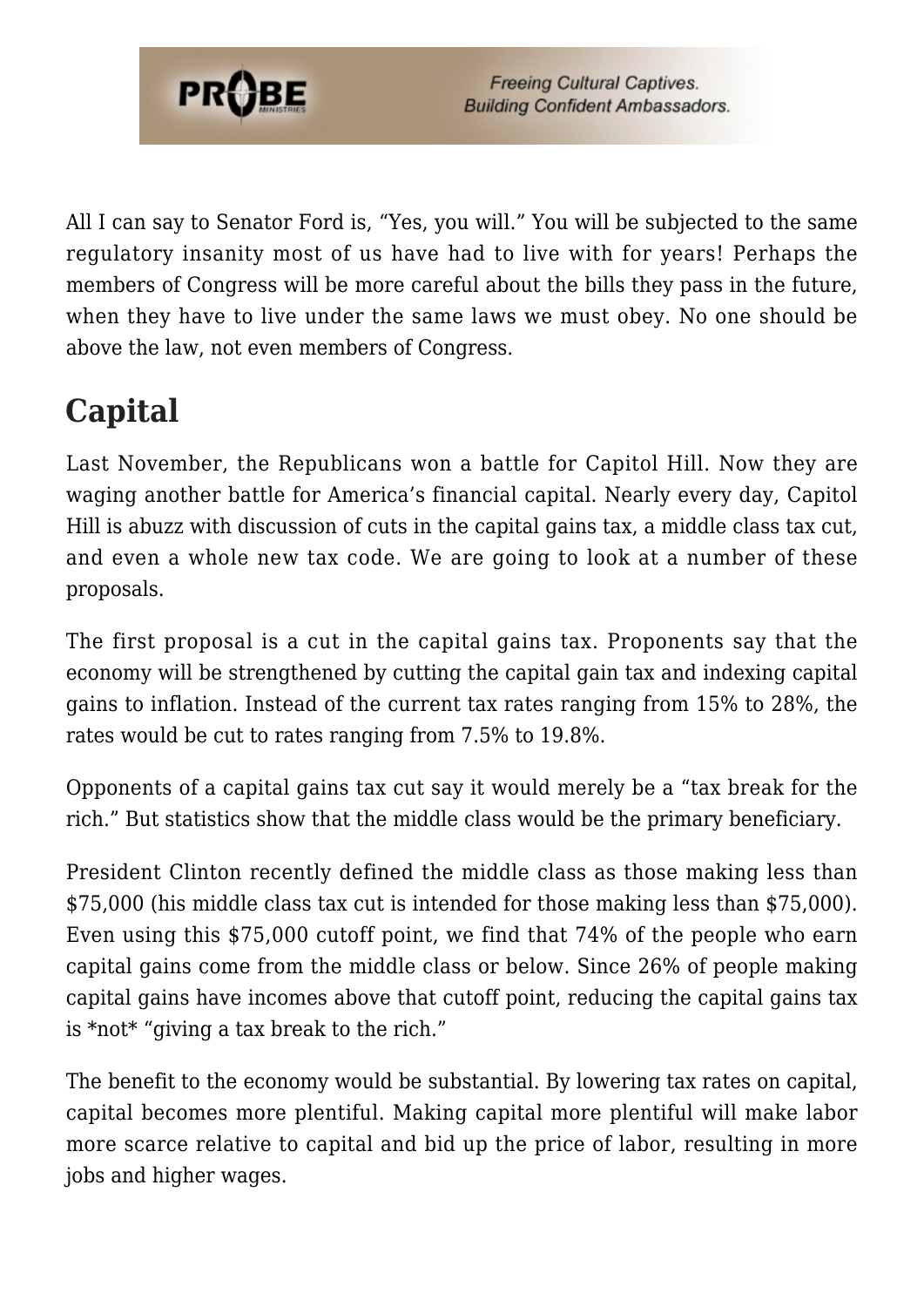All I can say to Senator Ford is, “Yes, you will.” You will be subjected to the same regulatory insanity most of us have had to live with for years! Perhaps the members of Congress will be more careful about the bills they pass in the future, when they have to live under the same laws we must obey. No one should be above the law, not even members of Congress.

## Capital

Last November, the Republicans won a battle for Capitol Hill. Now they are waging another battle for America’s financial capital. Nearly every day, Capitol Hill is abuzz with discussion of cuts in the capital gains tax, a middle class tax cut, and even a whole new tax code. We are going to look at a number of these proposals.

The first proposal is a cut in the capital gains tax. Proponents say that the economy will be strengthened by cutting the capital gain tax and indexing capital gains to inflation. Instead of the current tax rates ranging from 15% to 28%, the rates would be cut to rates ranging from 7.5% to 19.8%.

Opponents of a capital gains tax cut say it would merely be a “tax break for the rich.” But statistics show that the middle class would be the primary beneficiary.

President Clinton recently defined the middle class as those making less than $75,000 (his middle class tax cut is intended for those making less than $75,000). Even using this $75,000 cutoff point, we find that 74% of the people who earn capital gains come from the middle class or below. Since 26% of people making capital gains have incomes above that cutoff point, reducing the capital gains tax is *not* “giving a tax break to the rich.”

The benefit to the economy would be substantial. By lowering tax rates on capital, capital becomes more plentiful. Making capital more plentiful will make labor more scarce relative to capital and bid up the price of labor, resulting in more jobs and higher wages.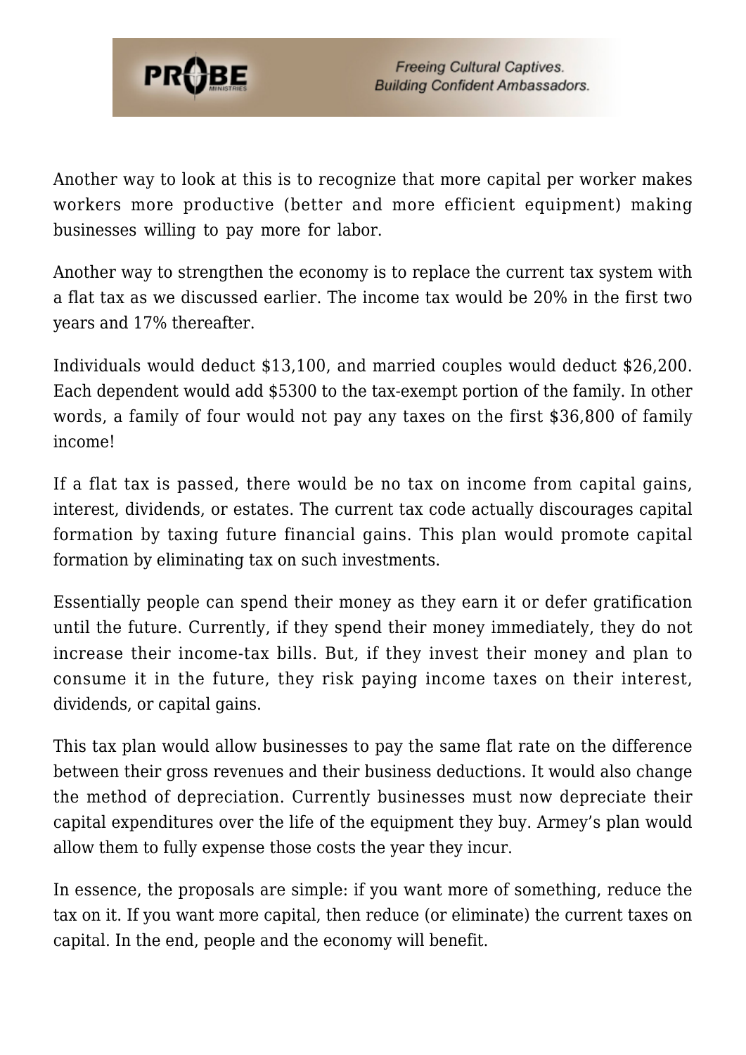Another way to look at this is to recognize that more capital per worker makes workers more productive (better and more efficient equipment) making businesses willing to pay more for labor.

Another way to strengthen the economy is to replace the current tax system with a flat tax as we discussed earlier. The income tax would be 20% in the first two years and 17% thereafter.

Individuals would deduct $13,100, and married couples would deduct $26,200. Each dependent would add $5300 to the tax-exempt portion of the family. In other words, a family of four would not pay any taxes on the first $36,800 of family income!

If a flat tax is passed, there would be no tax on income from capital gains, interest, dividends, or estates. The current tax code actually discourages capital formation by taxing future financial gains. This plan would promote capital formation by eliminating tax on such investments.

Essentially people can spend their money as they earn it or defer gratification until the future. Currently, if they spend their money immediately, they do not increase their income-tax bills. But, if they invest their money and plan to consume it in the future, they risk paying income taxes on their interest, dividends, or capital gains.

This tax plan would allow businesses to pay the same flat rate on the difference between their gross revenues and their business deductions. It would also change the method of depreciation. Currently businesses must now depreciate their capital expenditures over the life of the equipment they buy. Armey's plan would allow them to fully expense those costs the year they incur.

In essence, the proposals are simple: if you want more of something, reduce the tax on it. If you want more capital, then reduce (or eliminate) the current taxes on capital. In the end, people and the economy will benefit.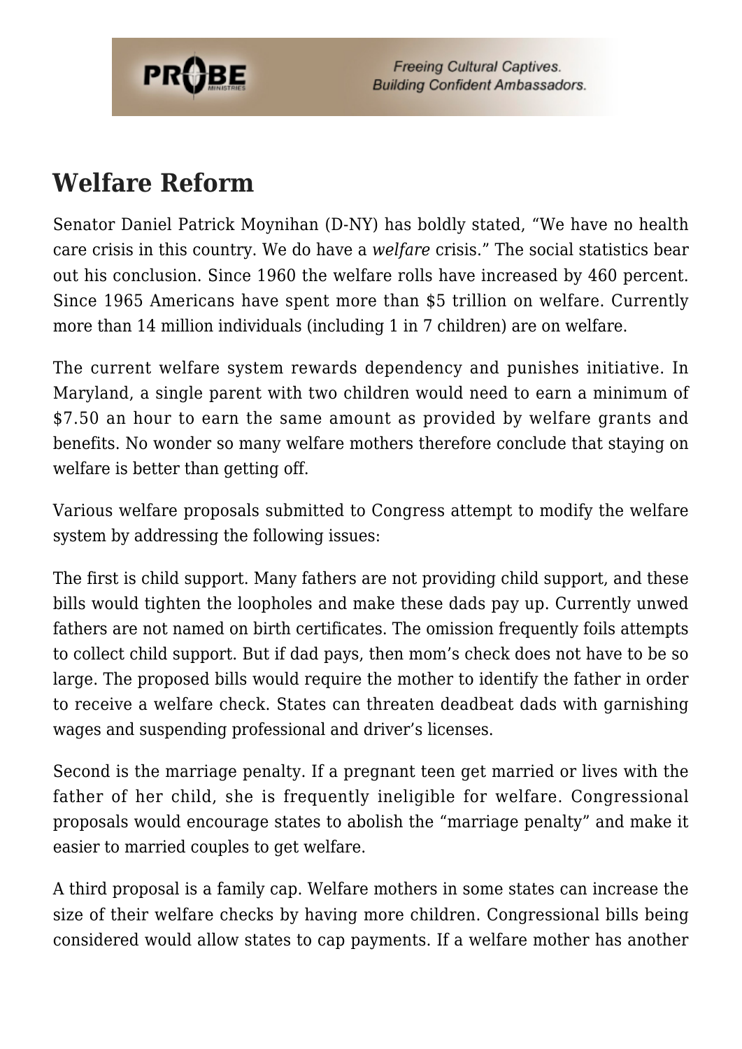## Welfare Reform

Senator Daniel Patrick Moynihan (D-NY) has boldly stated, "We have no health care crisis in this country. We do have a *welfare* crisis." The social statistics bear out his conclusion. Since 1960 the welfare rolls have increased by 460 percent. Since 1965 Americans have spent more than $5 trillion on welfare. Currently more than 14 million individuals (including 1 in 7 children) are on welfare.

The current welfare system rewards dependency and punishes initiative. In Maryland, a single parent with two children would need to earn a minimum of $7.50 an hour to earn the same amount as provided by welfare grants and benefits. No wonder so many welfare mothers therefore conclude that staying on welfare is better than getting off.

Various welfare proposals submitted to Congress attempt to modify the welfare system by addressing the following issues:

The first is child support. Many fathers are not providing child support, and these bills would tighten the loopholes and make these dads pay up. Currently unwed fathers are not named on birth certificates. The omission frequently foils attempts to collect child support. But if dad pays, then mom's check does not have to be so large. The proposed bills would require the mother to identify the father in order to receive a welfare check. States can threaten deadbeat dads with garnishing wages and suspending professional and driver's licenses.

Second is the marriage penalty. If a pregnant teen get married or lives with the father of her child, she is frequently ineligible for welfare. Congressional proposals would encourage states to abolish the "marriage penalty" and make it easier to married couples to get welfare.

A third proposal is a family cap. Welfare mothers in some states can increase the size of their welfare checks by having more children. Congressional bills being considered would allow states to cap payments. If a welfare mother has another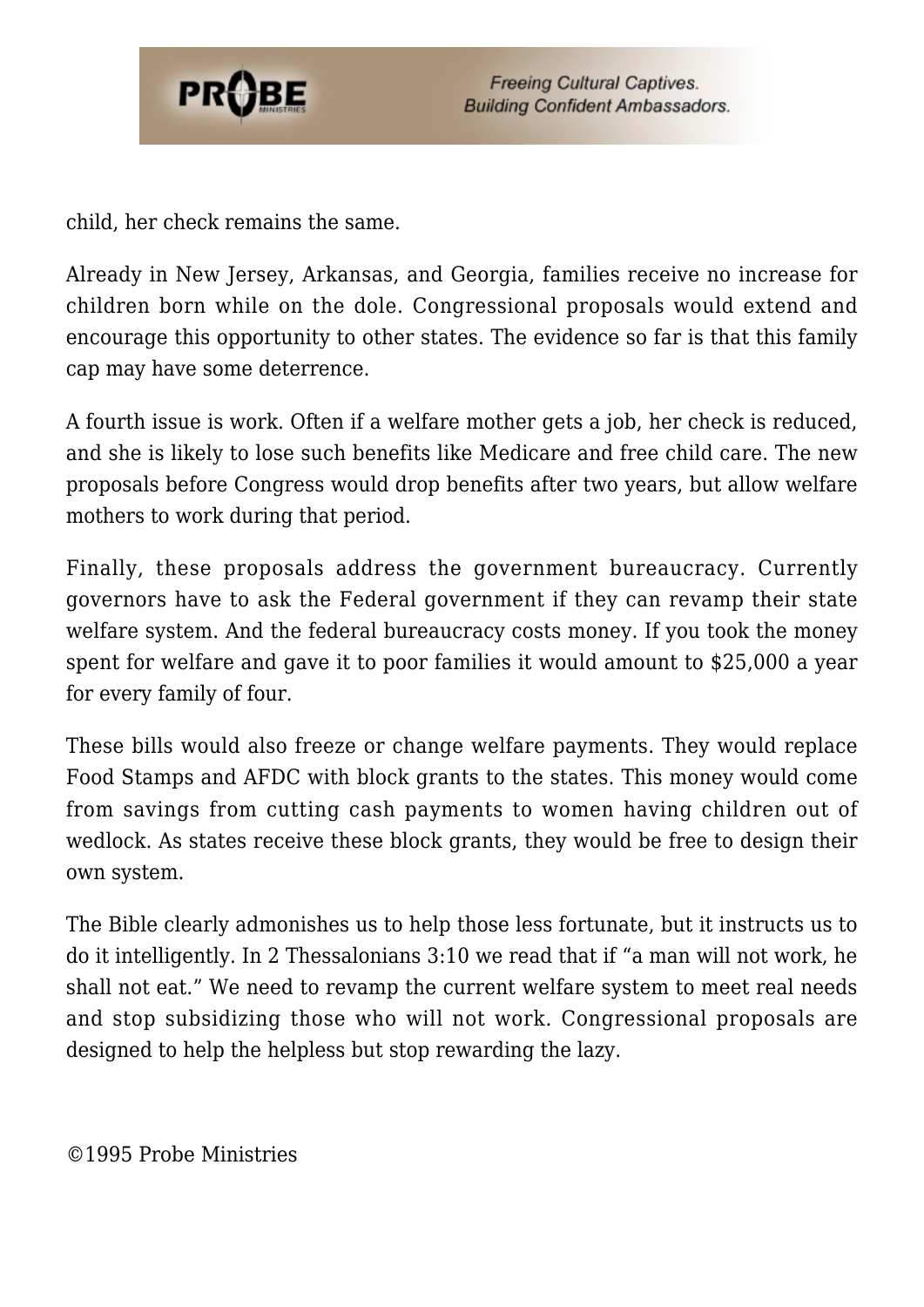child, her check remains the same.

Already in New Jersey, Arkansas, and Georgia, families receive no increase for children born while on the dole. Congressional proposals would extend and encourage this opportunity to other states. The evidence so far is that this family cap may have some deterrence.

A fourth issue is work. Often if a welfare mother gets a job, her check is reduced, and she is likely to lose such benefits like Medicare and free child care. The new proposals before Congress would drop benefits after two years, but allow welfare mothers to work during that period.

Finally, these proposals address the government bureaucracy. Currently governors have to ask the Federal government if they can revamp their state welfare system. And the federal bureaucracy costs money. If you took the money spent for welfare and gave it to poor families it would amount to $25,000 a year for every family of four.

These bills would also freeze or change welfare payments. They would replace Food Stamps and AFDC with block grants to the states. This money would come from savings from cutting cash payments to women having children out of wedlock. As states receive these block grants, they would be free to design their own system.

The Bible clearly admonishes us to help those less fortunate, but it instructs us to do it intelligently. In 2 Thessalonians 3:10 we read that if "a man will not work, he shall not eat." We need to revamp the current welfare system to meet real needs and stop subsidizing those who will not work. Congressional proposals are designed to help the helpless but stop rewarding the lazy.

©1995 Probe Ministries